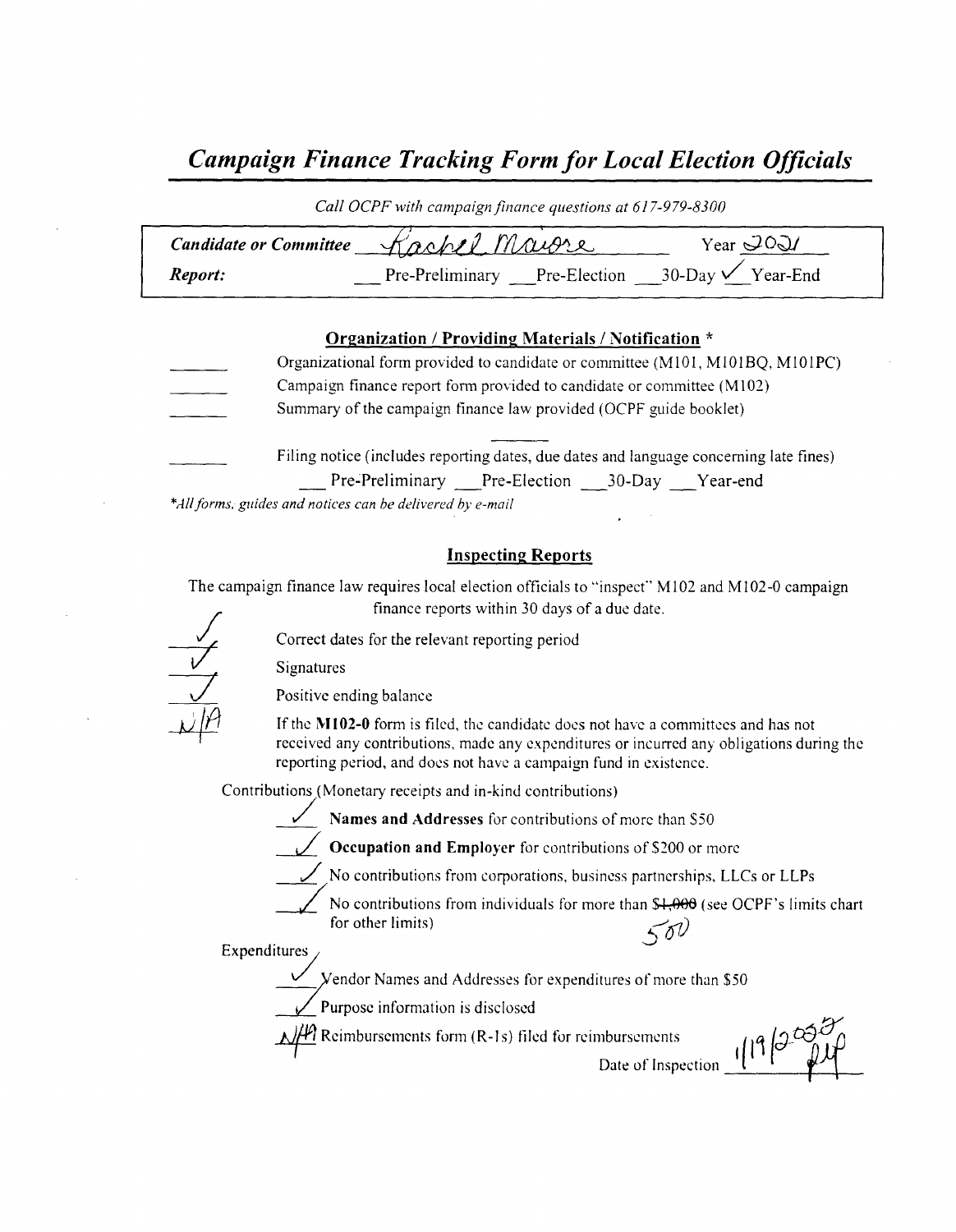# *Campaign Finance Tracking Form for Local Election Officials*

*Call OCPF with campaign finance questions at 617-979-8300*

**Candidate or Committee** Rachel Maiore Year 2021

**Report:** ___ Pre-Preliminary ___ Pre-Election ___ 30-Day ✓ Year-End

## Organization / Providing Materials / Notification *

_____ Organizational form provided to candidate or committee (M101, M101BQ, M101PC)

_____ Campaign finance report form provided to candidate or committee (M102)

_____ Summary of the campaign finance law provided (OCPF guide booklet)

_____ Filing notice (includes reporting dates, due dates and language concerning late fines)
___ Pre-Preliminary ___ Pre-Election ___ 30-Day ___ Year-end

*\*All forms, guides and notices can be delivered by e-mail*

## Inspecting Reports

The campaign finance law requires local election officials to "inspect" M102 and M102-0 campaign finance reports within 30 days of a due date.

✓ Correct dates for the relevant reporting period

✓ Signatures

✓ Positive ending balance

N/A If the **M102-0** form is filed, the candidate does not have a committees and has not received any contributions, made any expenditures or incurred any obligations during the reporting period, and does not have a campaign fund in existence.

Contributions (Monetary receipts and in-kind contributions)

✓ **Names and Addresses** for contributions of more than $50

✓ **Occupation and Employer** for contributions of $200 or more

✓ No contributions from corporations, business partnerships, LLCs or LLPs

✓ No contributions from individuals for more than ~~$1,000~~ 500 (see OCPF's limits chart for other limits)

Expenditures

✓ Vendor Names and Addresses for expenditures of more than $50

✓ Purpose information is disclosed

N/A Reimbursements form (R-1s) filed for reimbursements

Date of Inspection 1/19/2022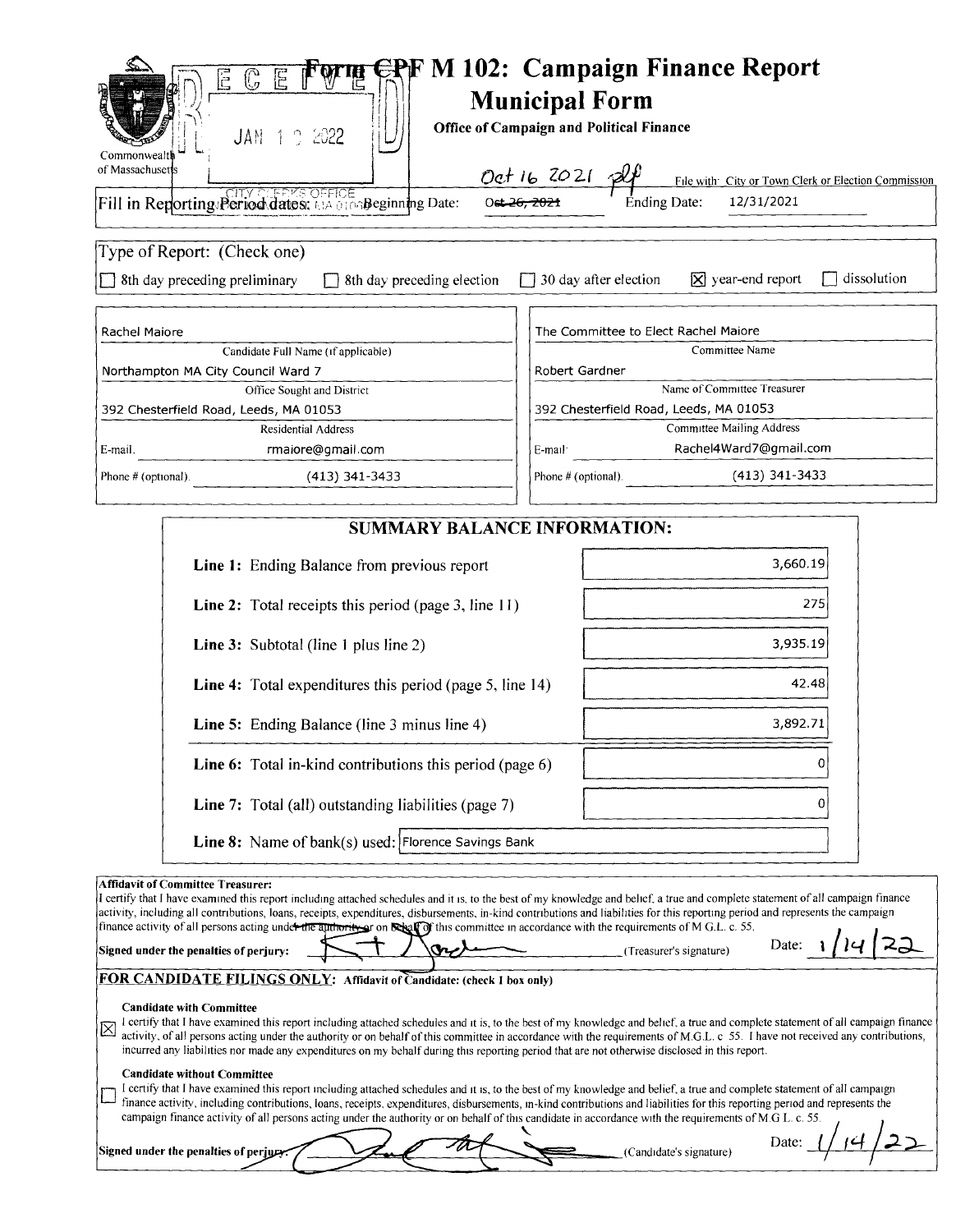# Form CPF M 102: Campaign Finance Report

## Municipal Form

**Office of Campaign and Political Finance**

Commonwealth of Massachusetts

RECEIVED JAN 1 9 2022 CITY CLERK'S OFFICE MA 01060

File with: City or Town Clerk or Election Commission

Fill in Reporting Period dates: Beginning Date: ~~Oct 26, 2021~~ Oct 16 2021 plf Ending Date: 12/31/2021

Type of Report: (Check one)

- ☐ 8th day preceding preliminary
- ☐ 8th day preceding election
- ☐ 30 day after election
- ☒ year-end report
- ☐ dissolution

| | |
|---|---|
| Rachel Maiore | The Committee to Elect Rachel Maiore |
| Candidate Full Name (if applicable) | Committee Name |
| Northampton MA City Council Ward 7 | Robert Gardner |
| Office Sought and District | Name of Committee Treasurer |
| 392 Chesterfield Road, Leeds, MA 01053 | 392 Chesterfield Road, Leeds, MA 01053 |
| Residential Address | Committee Mailing Address |
| E-mail: rmaiore@gmail.com | E-mail: Rachel4Ward7@gmail.com |
| Phone # (optional): (413) 341-3433 | Phone # (optional): (413) 341-3433 |

## SUMMARY BALANCE INFORMATION:

| | |
|---|---|
| **Line 1:** Ending Balance from previous report | 3,660.19 |
| **Line 2:** Total receipts this period (page 3, line 11) | 275 |
| **Line 3:** Subtotal (line 1 plus line 2) | 3,935.19 |
| **Line 4:** Total expenditures this period (page 5, line 14) | 42.48 |
| **Line 5:** Ending Balance (line 3 minus line 4) | 3,892.71 |
| **Line 6:** Total in-kind contributions this period (page 6) | 0 |
| **Line 7:** Total (all) outstanding liabilities (page 7) | 0 |
| **Line 8:** Name of bank(s) used: | Florence Savings Bank |

**Affidavit of Committee Treasurer:**

I certify that I have examined this report including attached schedules and it is, to the best of my knowledge and belief, a true and complete statement of all campaign finance activity, including all contributions, loans, receipts, expenditures, disbursements, in-kind contributions and liabilities for this reporting period and represents the campaign finance activity of all persons acting under the authority or on behalf of this committee in accordance with the requirements of M.G.L. c. 55.

**Signed under the penalties of perjury:** [signature] (Treasurer's signature) Date: 1/14/22

**FOR CANDIDATE FILINGS ONLY:** Affidavit of Candidate: (check 1 box only)

☒ **Candidate with Committee**

I certify that I have examined this report including attached schedules and it is, to the best of my knowledge and belief, a true and complete statement of all campaign finance activity, of all persons acting under the authority or on behalf of this committee in accordance with the requirements of M.G.L. c. 55. I have not received any contributions, incurred any liabilities nor made any expenditures on my behalf during this reporting period that are not otherwise disclosed in this report.

☐ **Candidate without Committee**

I certify that I have examined this report including attached schedules and it is, to the best of my knowledge and belief, a true and complete statement of all campaign finance activity, including contributions, loans, receipts, expenditures, disbursements, in-kind contributions and liabilities for this reporting period and represents the campaign finance activity of all persons acting under the authority or on behalf of this candidate in accordance with the requirements of M.G.L. c. 55.

**Signed under the penalties of perjury:** [signature] (Candidate's signature) Date: 1/14/22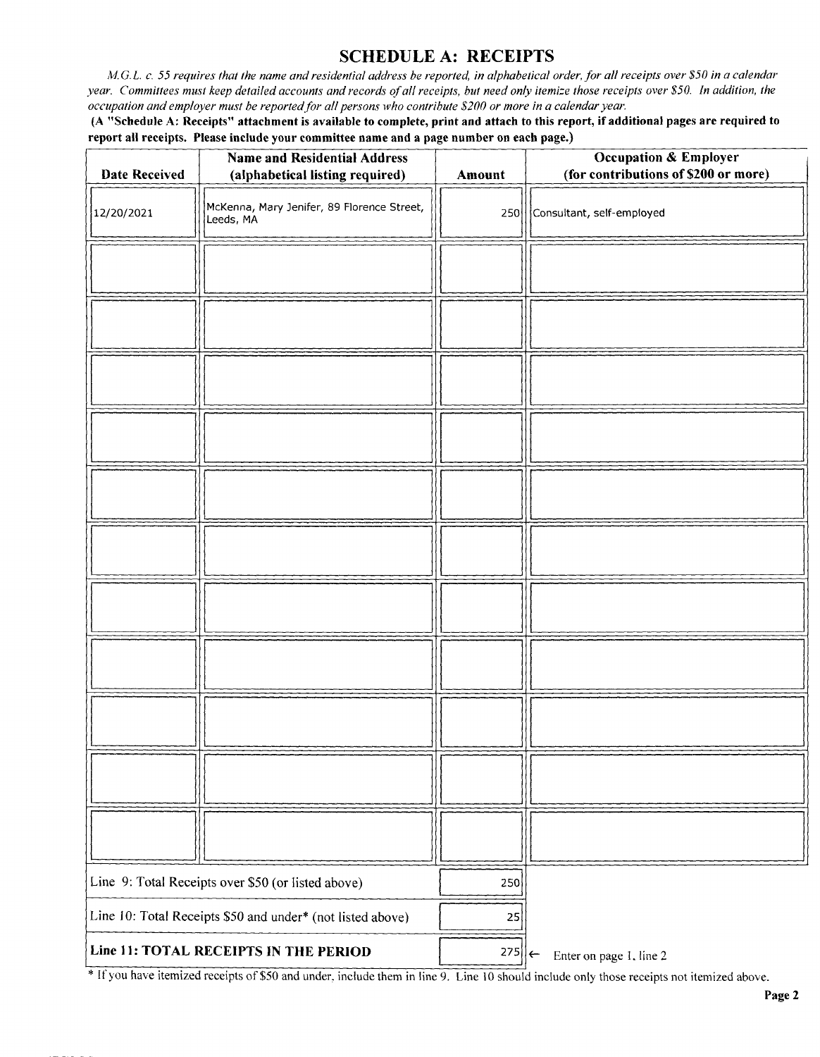## SCHEDULE A: RECEIPTS

*M.G.L. c. 55 requires that the name and residential address be reported, in alphabetical order, for all receipts over $50 in a calendar year. Committees must keep detailed accounts and records of all receipts, but need only itemize those receipts over $50. In addition, the occupation and employer must be reported for all persons who contribute $200 or more in a calendar year.*

**(A "Schedule A: Receipts" attachment is available to complete, print and attach to this report, if additional pages are required to report all receipts. Please include your committee name and a page number on each page.)**

| Date Received | Name and Residential Address (alphabetical listing required) | Amount | Occupation & Employer (for contributions of $200 or more) |
|---|---|---|---|
| 12/20/2021 | McKenna, Mary Jenifer, 89 Florence Street, Leeds, MA | 250 | Consultant, self-employed |
| | | | |
| | | | |
| | | | |
| | | | |
| | | | |
| | | | |
| | | | |
| | | | |
| | | | |
| | | | |
| | | | |

| | | |
|---|---|---|
| Line 9: Total Receipts over $50 (or listed above) | 250 | |
| Line 10: Total Receipts $50 and under* (not listed above) | 25 | |
| **Line 11: TOTAL RECEIPTS IN THE PERIOD** | 275 | ← Enter on page 1, line 2 |

* If you have itemized receipts of $50 and under, include them in line 9. Line 10 should include only those receipts not itemized above.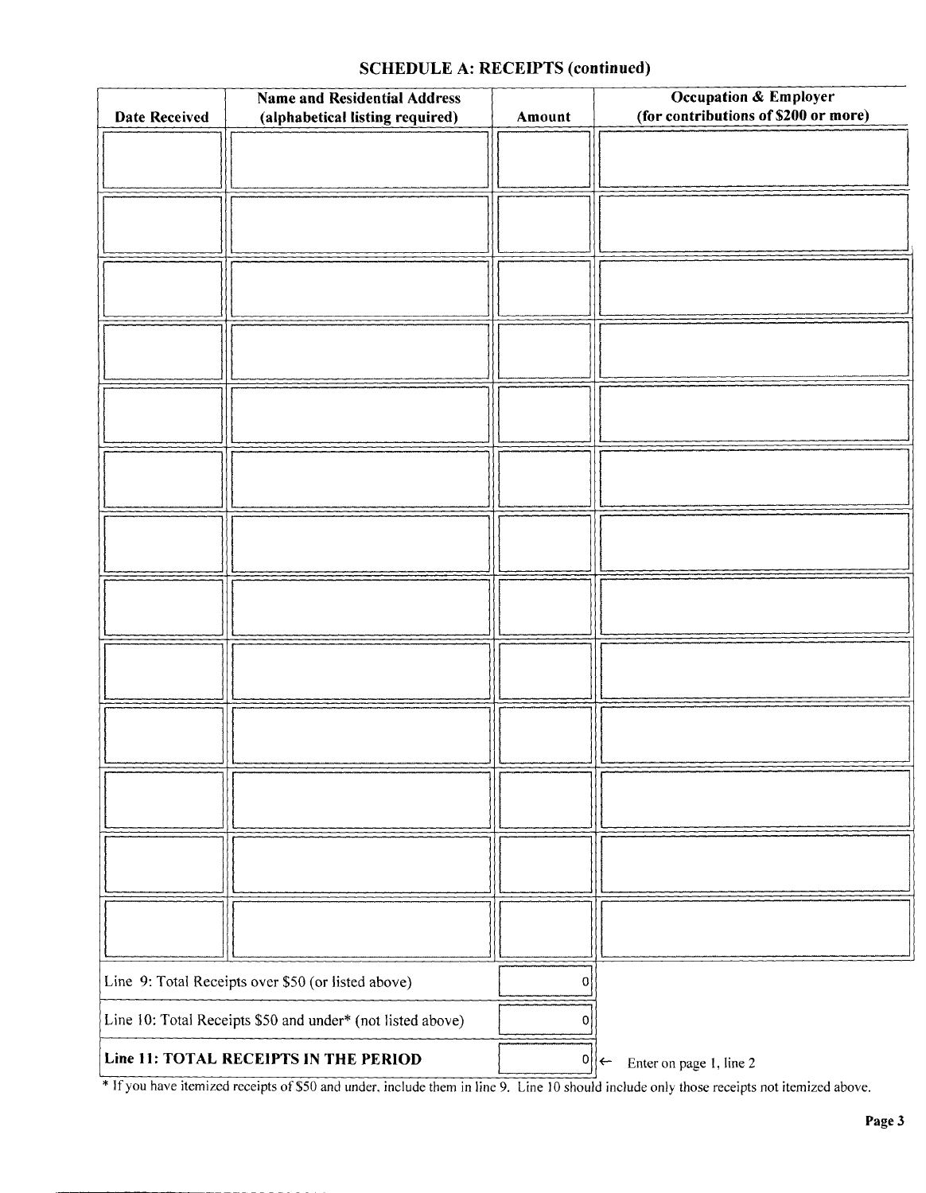## SCHEDULE A: RECEIPTS (continued)

| Date Received | Name and Residential Address (alphabetical listing required) | Amount | Occupation & Employer (for contributions of $200 or more) |
|---|---|---|---|
| | | | |
| | | | |
| | | | |
| | | | |
| | | | |
| | | | |
| | | | |
| | | | |
| | | | |
| | | | |
| | | | |
| | | | |
| | | | |

| | | |
|---|---|---|
| Line 9: Total Receipts over $50 (or listed above) | 0 | |
| Line 10: Total Receipts $50 and under* (not listed above) | 0 | |
| **Line 11: TOTAL RECEIPTS IN THE PERIOD** | 0 | ← Enter on page 1, line 2 |

* If you have itemized receipts of $50 and under, include them in line 9. Line 10 should include only those receipts not itemized above.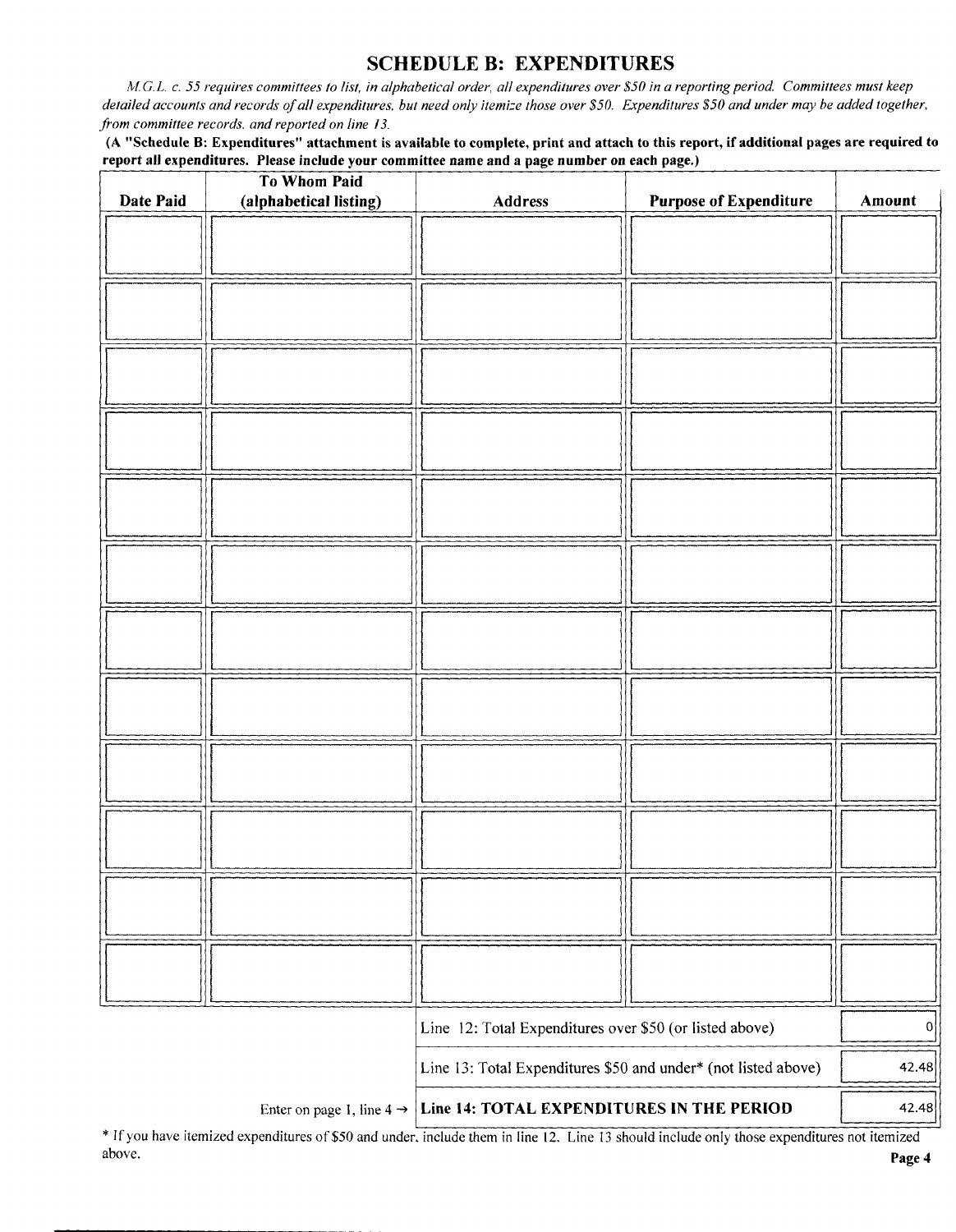## SCHEDULE B: EXPENDITURES

*M.G.L. c. 55 requires committees to list, in alphabetical order, all expenditures over $50 in a reporting period. Committees must keep detailed accounts and records of all expenditures, but need only itemize those over $50. Expenditures $50 and under may be added together, from committee records, and reported on line 13.*

**(A "Schedule B: Expenditures" attachment is available to complete, print and attach to this report, if additional pages are required to report all expenditures. Please include your committee name and a page number on each page.)**

| Date Paid | To Whom Paid (alphabetical listing) | Address | Purpose of Expenditure | Amount |
|---|---|---|---|---|
| | | | | |
| | | | | |
| | | | | |
| | | | | |
| | | | | |
| | | | | |
| | | | | |
| | | | | |
| | | | | |
| | | | | |
| | | | | |
| | | | | |
| | | Line 12: Total Expenditures over $50 (or listed above) | | 0 |
| | | Line 13: Total Expenditures $50 and under* (not listed above) | | 42.48 |
| | Enter on page 1, line 4 → | **Line 14: TOTAL EXPENDITURES IN THE PERIOD** | | 42.48 |

* If you have itemized expenditures of $50 and under, include them in line 12. Line 13 should include only those expenditures not itemized above.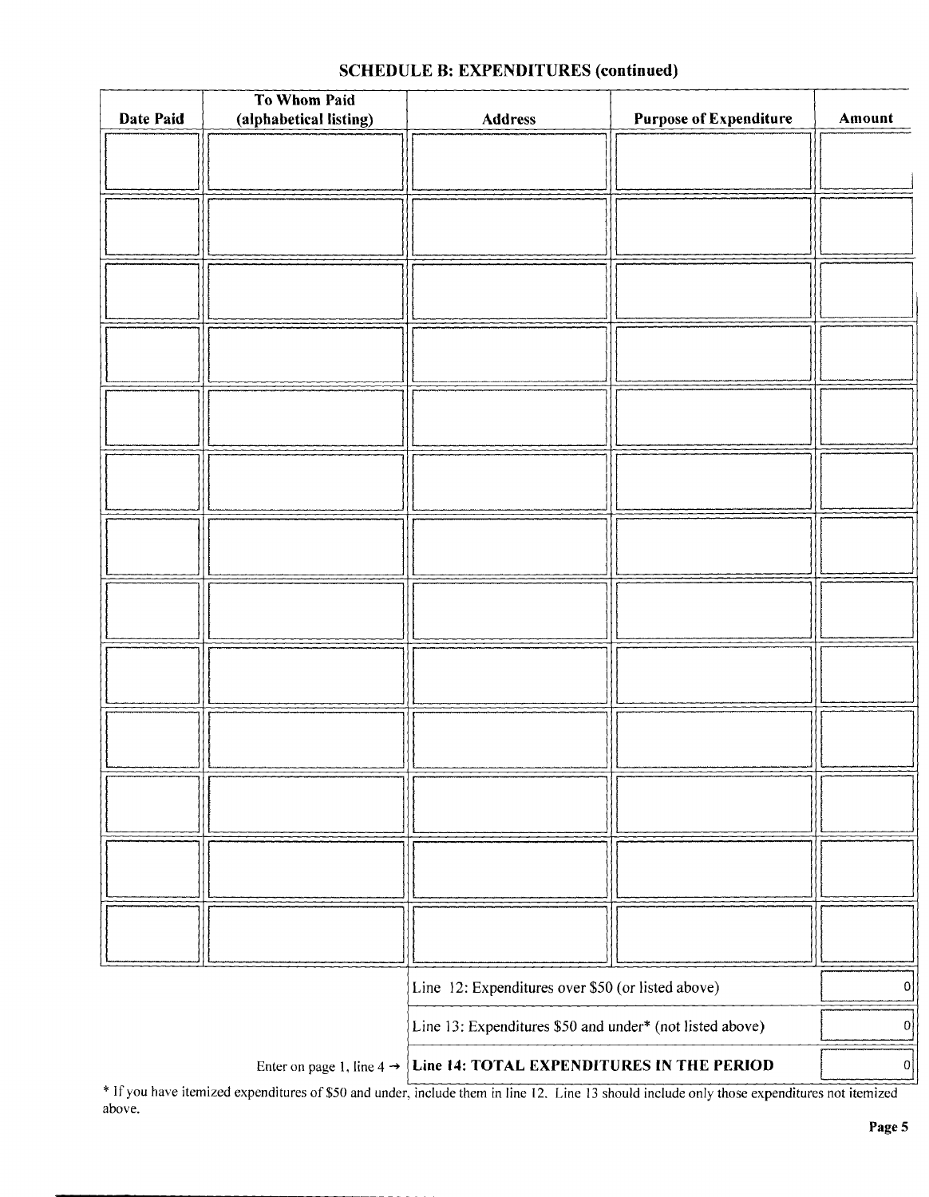## SCHEDULE B: EXPENDITURES (continued)

| Date Paid | To Whom Paid (alphabetical listing) | Address | Purpose of Expenditure | Amount |
|---|---|---|---|---|
| | | | | |
| | | | | |
| | | | | |
| | | | | |
| | | | | |
| | | | | |
| | | | | |
| | | | | |
| | | | | |
| | | | | |
| | | | | |
| | | | | |
| | | | | |
| | | Line 12: Expenditures over $50 (or listed above) | | 0 |
| | | Line 13: Expenditures $50 and under* (not listed above) | | 0 |
| | Enter on page 1, line 4 → | **Line 14: TOTAL EXPENDITURES IN THE PERIOD** | | 0 |

* If you have itemized expenditures of $50 and under, include them in line 12. Line 13 should include only those expenditures not itemized above.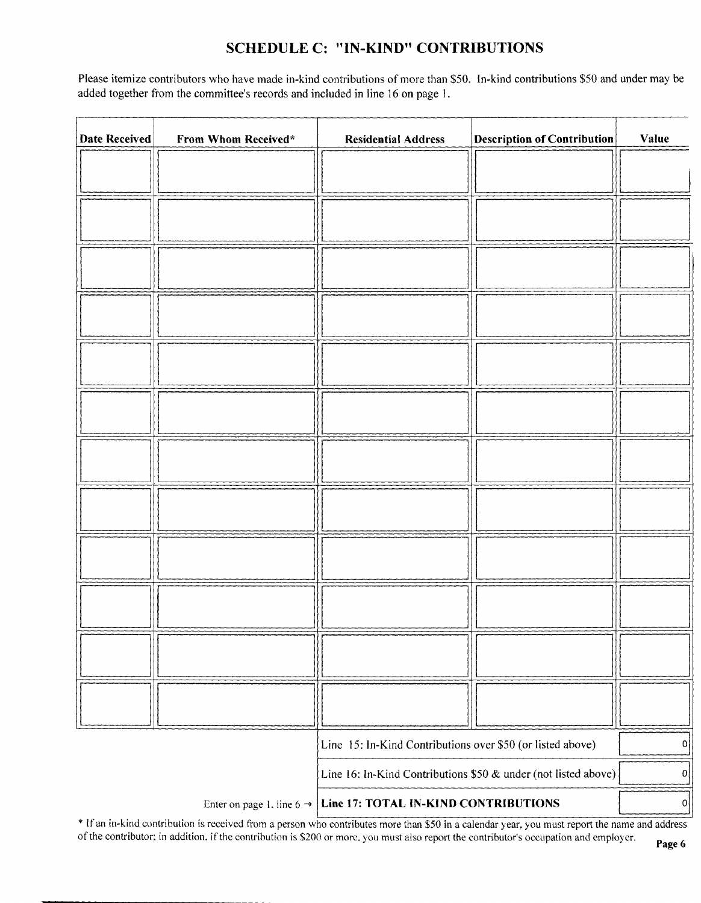## SCHEDULE C: "IN-KIND" CONTRIBUTIONS

Please itemize contributors who have made in-kind contributions of more than $50. In-kind contributions $50 and under may be added together from the committee's records and included in line 16 on page 1.

| Date Received | From Whom Received* | Residential Address | Description of Contribution | Value |
|---|---|---|---|---|
| | | | | |
| | | | | |
| | | | | |
| | | | | |
| | | | | |
| | | | | |
| | | | | |
| | | | | |
| | | | | |
| | | | | |
| | | | | |
| | | | | |

| | |
|---|---|
| Line 15: In-Kind Contributions over $50 (or listed above) | 0 |
| Line 16: In-Kind Contributions $50 & under (not listed above) | 0 |
| Enter on page 1, line 6 → **Line 17: TOTAL IN-KIND CONTRIBUTIONS** | 0 |

* If an in-kind contribution is received from a person who contributes more than $50 in a calendar year, you must report the name and address of the contributor; in addition, if the contribution is $200 or more, you must also report the contributor's occupation and employer.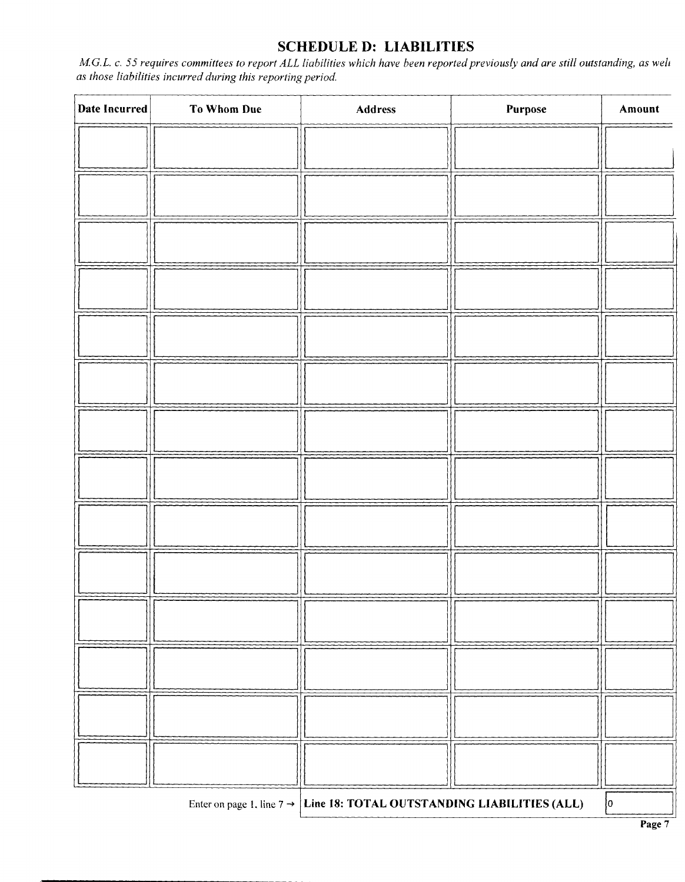## SCHEDULE D: LIABILITIES

*M.G.L. c. 55 requires committees to report ALL liabilities which have been reported previously and are still outstanding, as well as those liabilities incurred during this reporting period.*

| Date Incurred | To Whom Due | Address | Purpose | Amount |
|---|---|---|---|---|
| | | | | |
| | | | | |
| | | | | |
| | | | | |
| | | | | |
| | | | | |
| | | | | |
| | | | | |
| | | | | |
| | | | | |
| | | | | |
| | | | | |
| | | | | |
| | | | | |

Enter on page 1, line 7 → **Line 18: TOTAL OUTSTANDING LIABILITIES (ALL)** 0